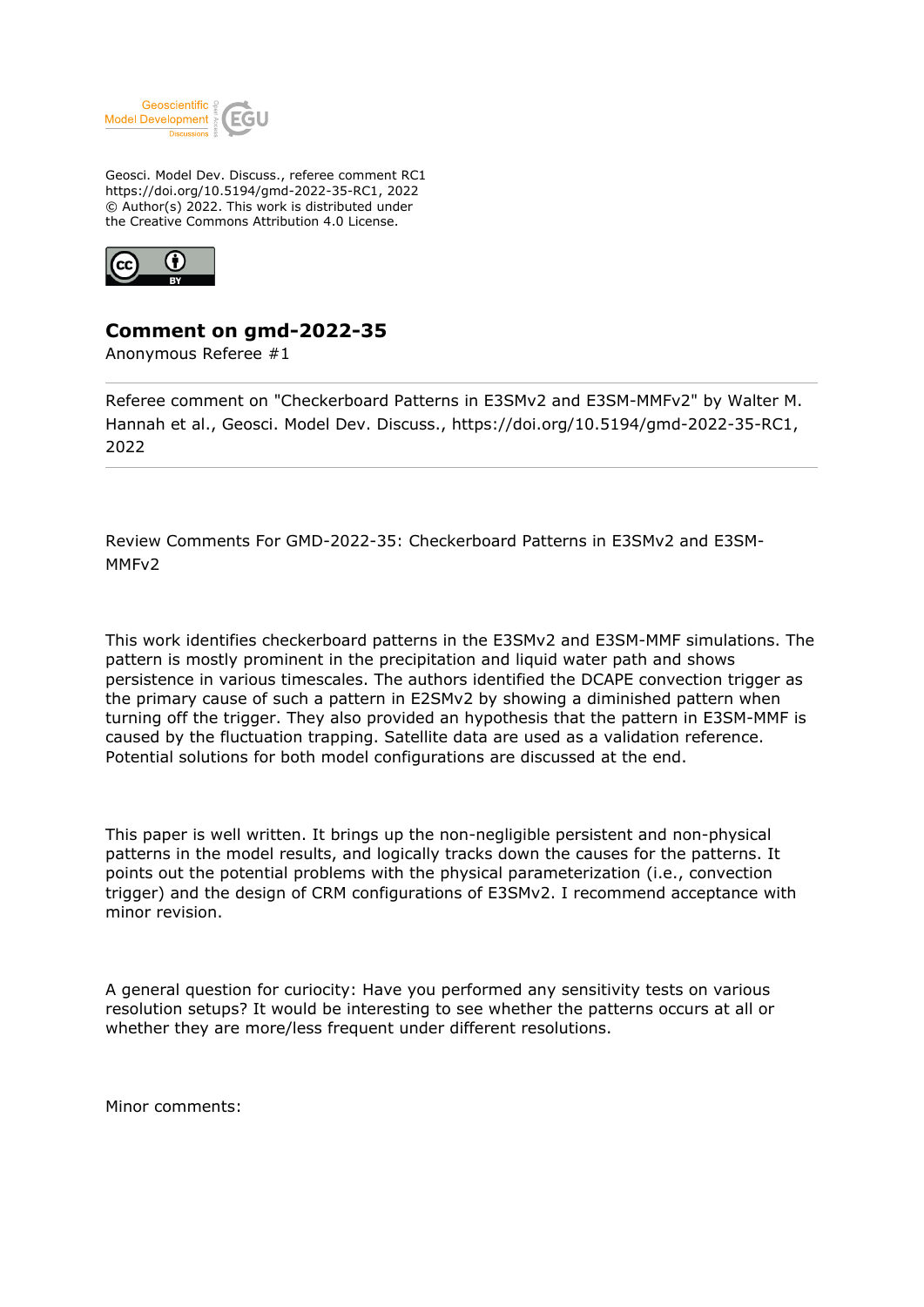Geosci. Model Dev. Discuss., referee comment RC1
https://doi.org/10.5194/gmd-2022-35-RC1, 2022
© Author(s) 2022. This work is distributed under
the Creative Commons Attribution 4.0 License.

# Comment on gmd-2022-35

Anonymous Referee #1

---

Referee comment on "Checkerboard Patterns in E3SMv2 and E3SM-MMFv2" by Walter M. Hannah et al., Geosci. Model Dev. Discuss., https://doi.org/10.5194/gmd-2022-35-RC1, 2022

---

Review Comments For GMD-2022-35: Checkerboard Patterns in E3SMv2 and E3SM-MMFv2

This work identifies checkerboard patterns in the E3SMv2 and E3SM-MMF simulations. The pattern is mostly prominent in the precipitation and liquid water path and shows persistence in various timescales. The authors identified the DCAPE convection trigger as the primary cause of such a pattern in E2SMv2 by showing a diminished pattern when turning off the trigger. They also provided an hypothesis that the pattern in E3SM-MMF is caused by the fluctuation trapping. Satellite data are used as a validation reference. Potential solutions for both model configurations are discussed at the end.

This paper is well written. It brings up the non-negligible persistent and non-physical patterns in the model results, and logically tracks down the causes for the patterns. It points out the potential problems with the physical parameterization (i.e., convection trigger) and the design of CRM configurations of E3SMv2. I recommend acceptance with minor revision.

A general question for curiocity: Have you performed any sensitivity tests on various resolution setups? It would be interesting to see whether the patterns occurs at all or whether they are more/less frequent under different resolutions.

Minor comments: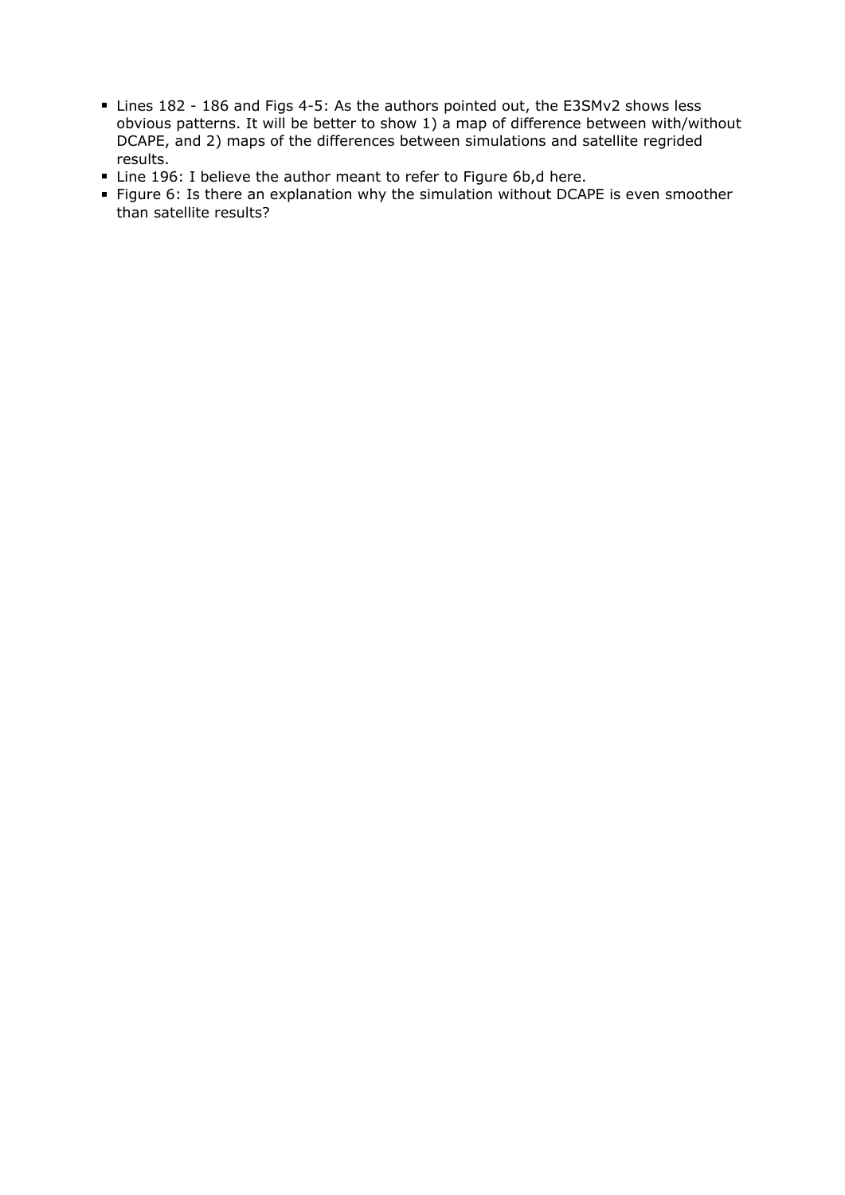- Lines 182 - 186 and Figs 4-5: As the authors pointed out, the E3SMv2 shows less obvious patterns. It will be better to show 1) a map of difference between with/without DCAPE, and 2) maps of the differences between simulations and satellite regrided results.
- Line 196: I believe the author meant to refer to Figure 6b,d here.
- Figure 6: Is there an explanation why the simulation without DCAPE is even smoother than satellite results?